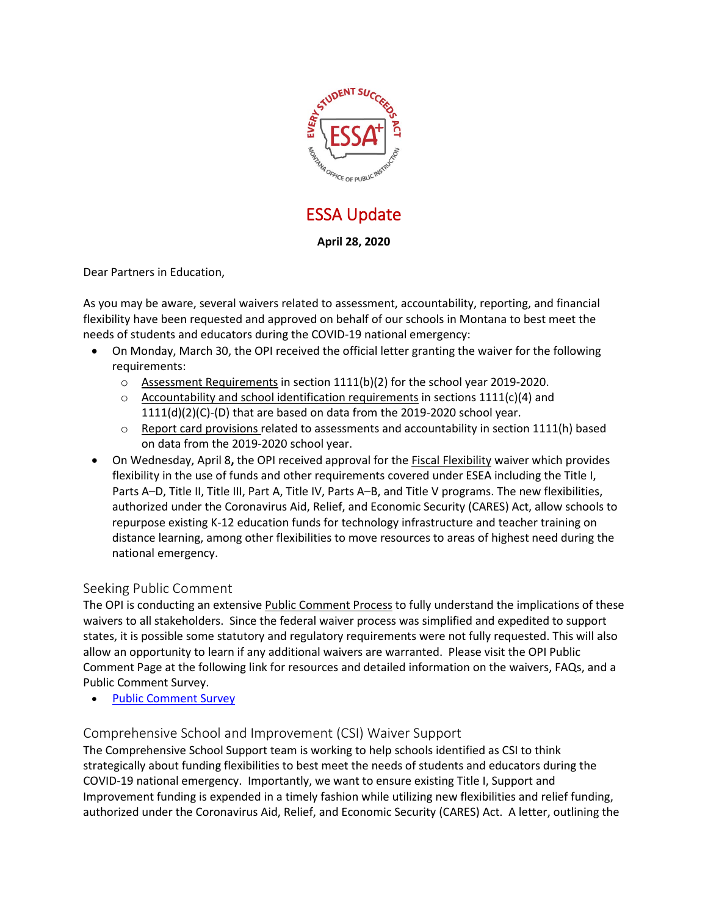# ESSA Update

**April 28, 2020**

Dear Partners in Education,

As you may be aware, several waivers related to assessment, accountability, reporting, and financial flexibility have been requested and approved on behalf of our schools in Montana to best meet the needs of students and educators during the COVID-19 national emergency:

- On Monday, March 30, the OPI received the official letter granting the waiver for the following requirements:
  - Assessment Requirements in section 1111(b)(2) for the school year 2019-2020.
  - Accountability and school identification requirements in sections 1111(c)(4) and 1111(d)(2)(C)-(D) that are based on data from the 2019-2020 school year.
  - Report card provisions related to assessments and accountability in section 1111(h) based on data from the 2019-2020 school year.
- On Wednesday, April 8**,** the OPI received approval for the Fiscal Flexibility waiver which provides flexibility in the use of funds and other requirements covered under ESEA including the Title I, Parts A–D, Title II, Title III, Part A, Title IV, Parts A–B, and Title V programs. The new flexibilities, authorized under the Coronavirus Aid, Relief, and Economic Security (CARES) Act, allow schools to repurpose existing K-12 education funds for technology infrastructure and teacher training on distance learning, among other flexibilities to move resources to areas of highest need during the national emergency.

## Seeking Public Comment

The OPI is conducting an extensive Public Comment Process to fully understand the implications of these waivers to all stakeholders. Since the federal waiver process was simplified and expedited to support states, it is possible some statutory and regulatory requirements were not fully requested. This will also allow an opportunity to learn if any additional waivers are warranted. Please visit the OPI Public Comment Page at the following link for resources and detailed information on the waivers, FAQs, and a Public Comment Survey.

- Public Comment Survey

## Comprehensive School and Improvement (CSI) Waiver Support

The Comprehensive School Support team is working to help schools identified as CSI to think strategically about funding flexibilities to best meet the needs of students and educators during the COVID-19 national emergency. Importantly, we want to ensure existing Title I, Support and Improvement funding is expended in a timely fashion while utilizing new flexibilities and relief funding, authorized under the Coronavirus Aid, Relief, and Economic Security (CARES) Act. A letter, outlining the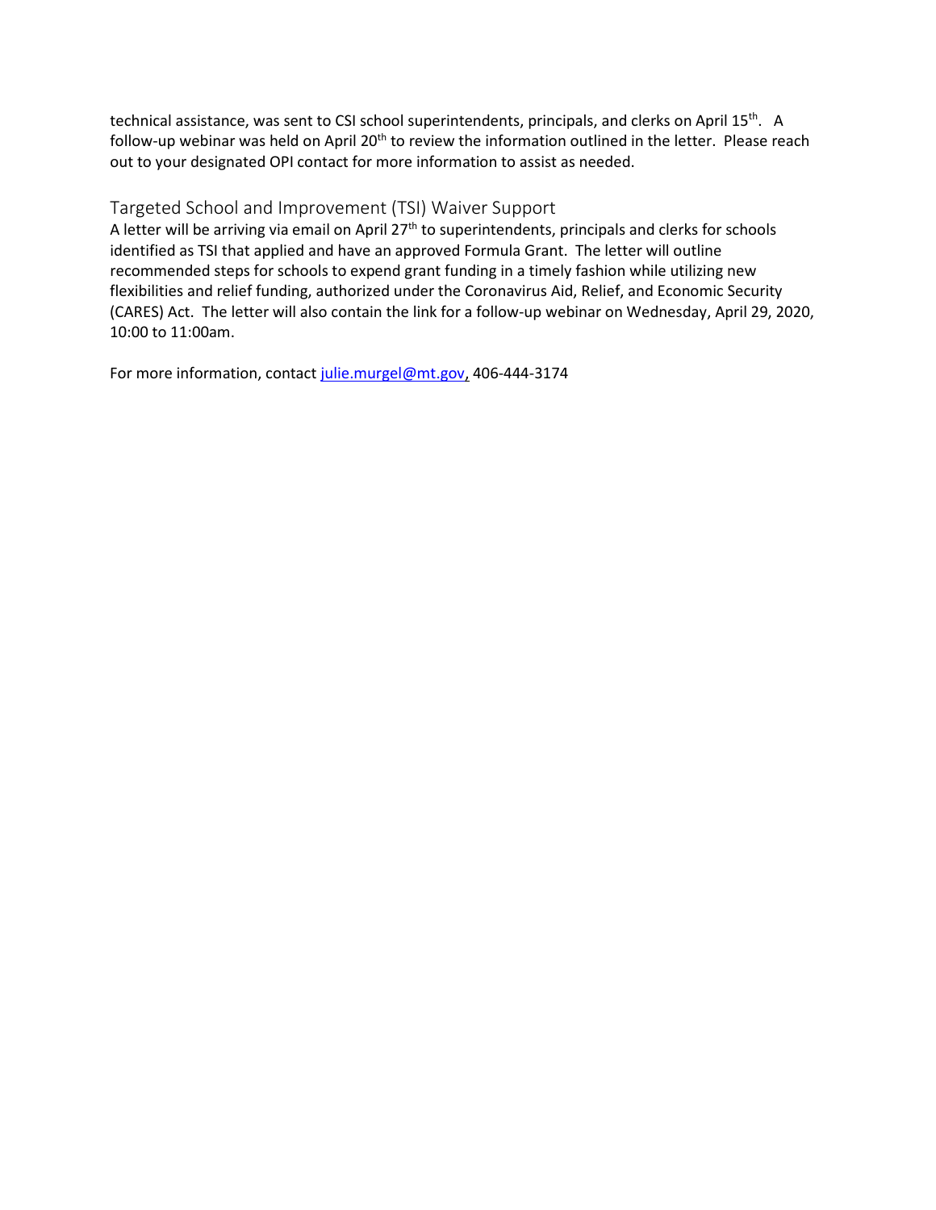technical assistance, was sent to CSI school superintendents, principals, and clerks on April 15th. A follow-up webinar was held on April 20th to review the information outlined in the letter. Please reach out to your designated OPI contact for more information to assist as needed.

## Targeted School and Improvement (TSI) Waiver Support

A letter will be arriving via email on April 27th to superintendents, principals and clerks for schools identified as TSI that applied and have an approved Formula Grant. The letter will outline recommended steps for schools to expend grant funding in a timely fashion while utilizing new flexibilities and relief funding, authorized under the Coronavirus Aid, Relief, and Economic Security (CARES) Act. The letter will also contain the link for a follow-up webinar on Wednesday, April 29, 2020, 10:00 to 11:00am.

For more information, contact julie.murgel@mt.gov, 406-444-3174